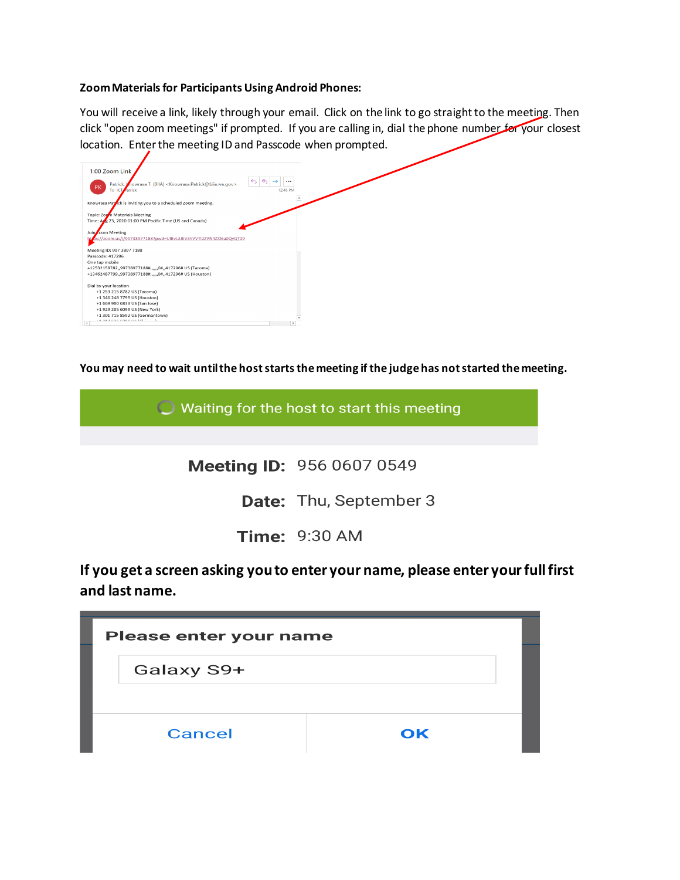**Zoom Materials for Participants Using Android Phones:**

You will receive a link, likely through your email. Click on the link to go straight to the meeting. Then click "open zoom meetings" if prompted. If you are calling in, dial the phone number for your closest location. Enter the meeting ID and Passcode when prompted.

1:00 Zoom Link

Patrick, Knowrasa T. (BIIA) <Knowrasa.Patrick@biia.wa.gov>

To: K.T. Patrick

12:46 PM

Knowrasa Patrick is inviting you to a scheduled Zoom meeting.

Topic: Zoom Materials Meeting

Time: Aug 23, 2020 01:00 PM Pacific Time (US and Canada)

Join Zoom Meeting

https://zoom.us/j/99738977188?pwd=UlBvL3JEV3hVVTl2ZVN4ZXl6a0QyQT09

Meeting ID: 997 3897 7188

Passcode: 417296

One tap mobile

+12532158782,,99738977188#,,,,,,0#,,417296# US (Tacoma)

+13462487799,,99738977188#,,,,,,0#,,417296# US (Houston)

Dial by your location

+1 253 215 8782 US (Tacoma)

+1 346 248 7799 US (Houston)

+1 669 900 6833 US (San Jose)

+1 929 205 6099 US (New York)

+1 301 715 8592 US (Germantown)

**You may need to wait until the host starts the meeting if the judge has not started the meeting.**

Waiting for the host to start this meeting

**Meeting ID:** 956 0607 0549

**Date:** Thu, September 3

**Time:** 9:30 AM

**If you get a screen asking you to enter your name, please enter your full first and last name.**

Please enter your name

Galaxy S9+

Cancel | OK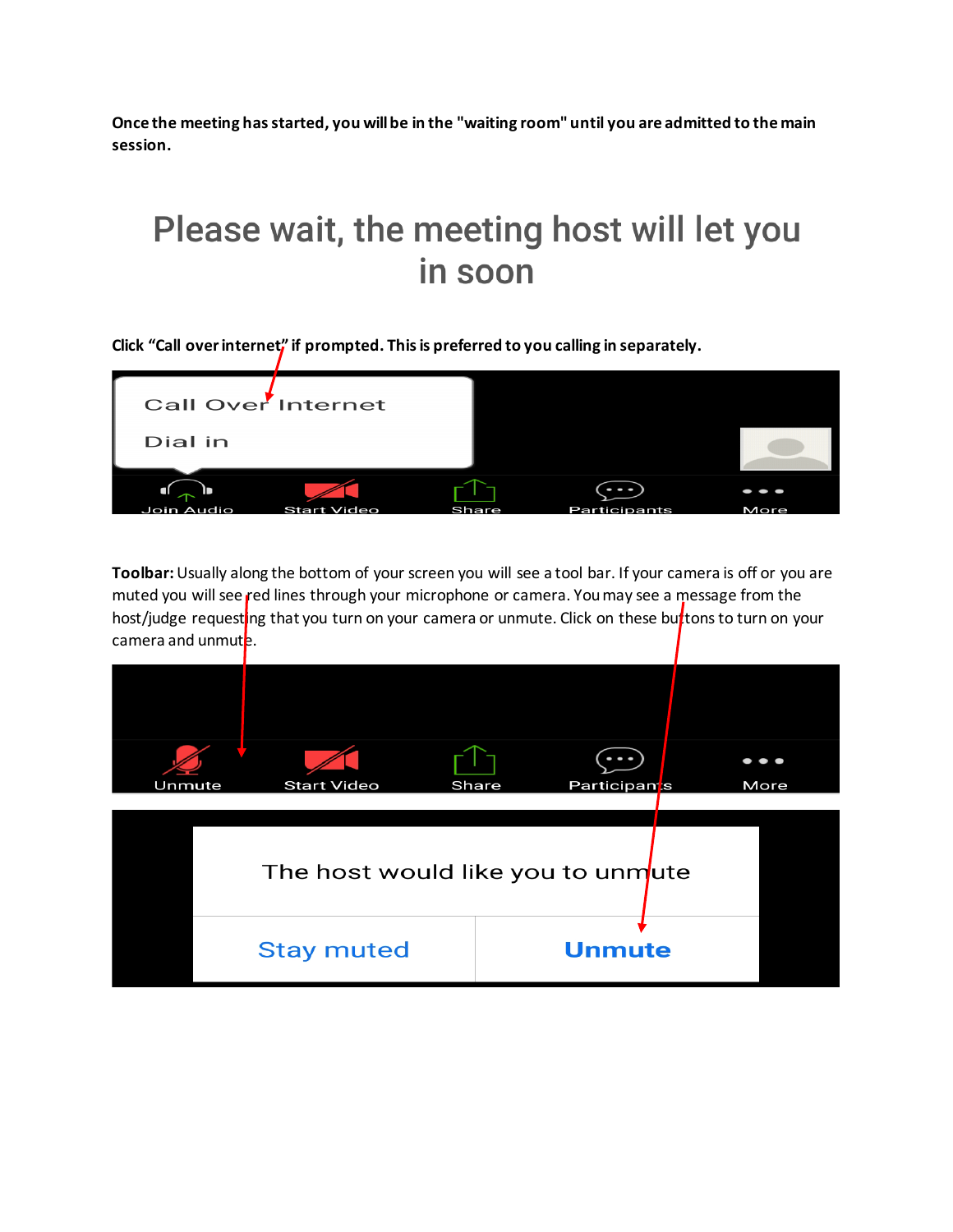**Once the meeting has started, you will be in the "waiting room" until you are admitted to the main session.**

Please wait, the meeting host will let you in soon

**Click "Call over internet" if prompted. This is preferred to you calling in separately.**

Call Over Internet

Dial in

Join Audio | Start Video | Share | Participants | More

**Toolbar:** Usually along the bottom of your screen you will see a tool bar. If your camera is off or you are muted you will see red lines through your microphone or camera. You may see a message from the host/judge requesting that you turn on your camera or unmute. Click on these buttons to turn on your camera and unmute.

Unmute | Start Video | Share | Participants | More

The host would like you to unmute

Stay muted | Unmute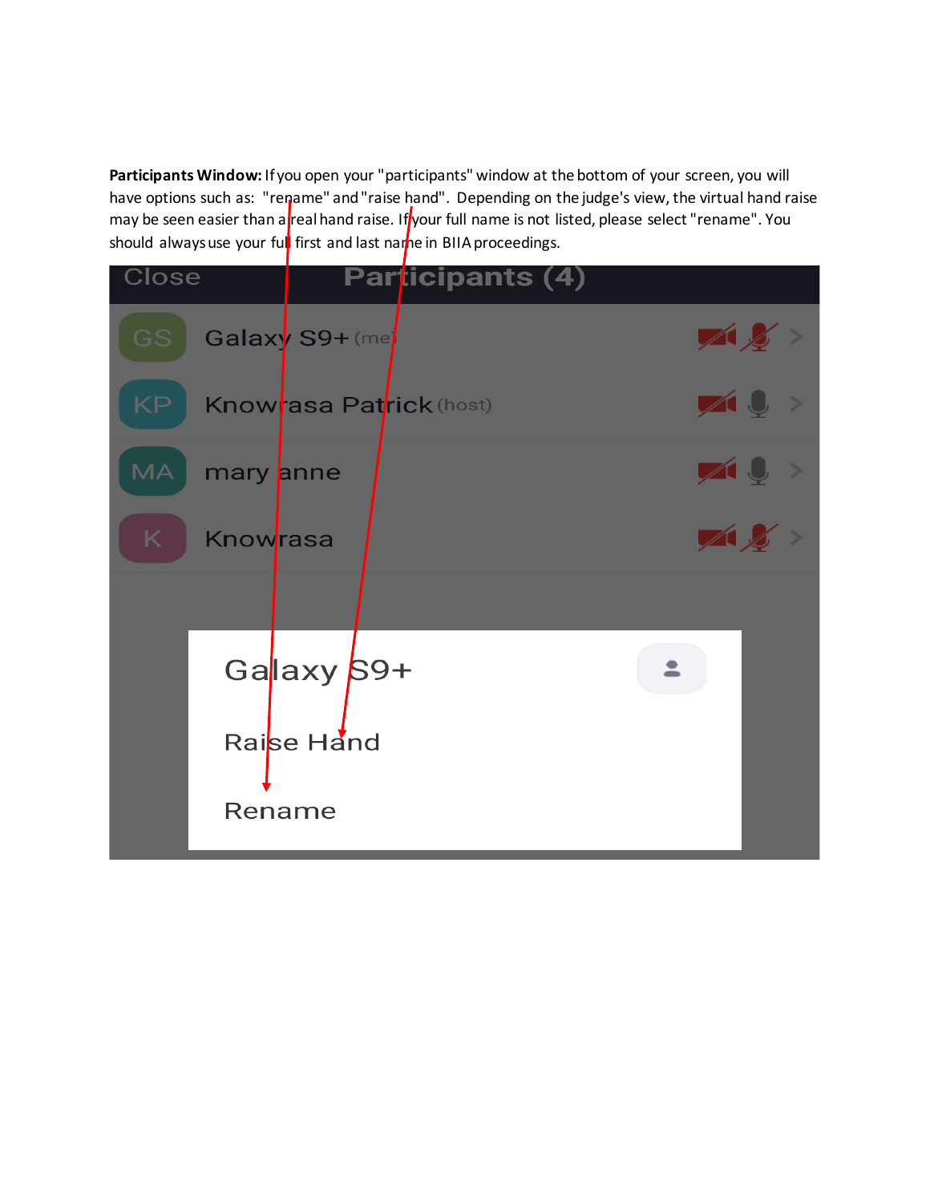**Participants Window:** If you open your "participants" window at the bottom of your screen, you will have options such as: "rename" and "raise hand". Depending on the judge's view, the virtual hand raise may be seen easier than a real hand raise. If your full name is not listed, please select "rename". You should always use your full first and last name in BIIA proceedings.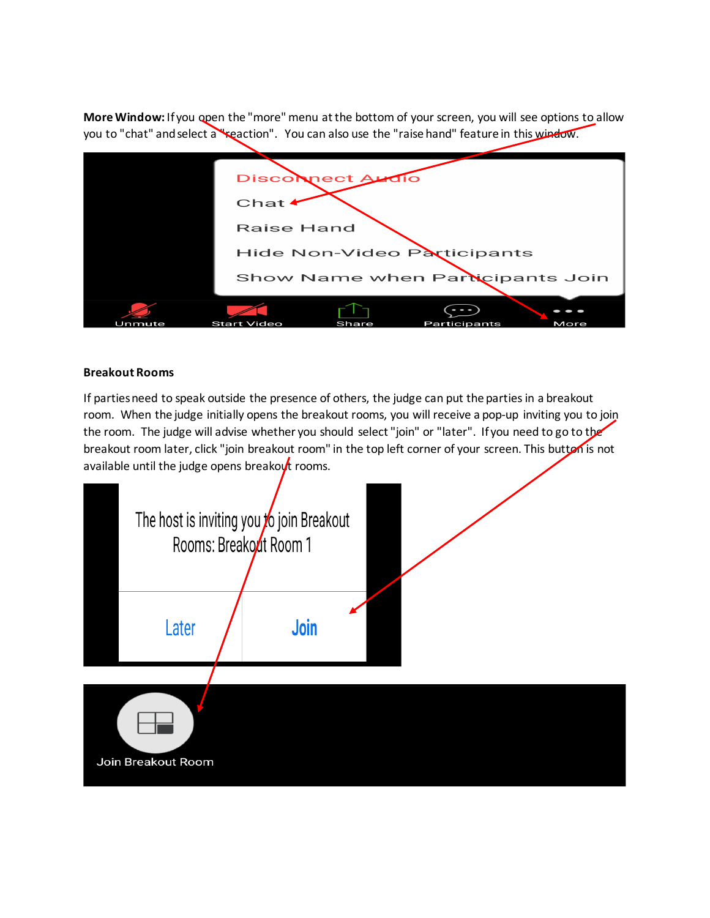**More Window:** If you open the "more" menu at the bottom of your screen, you will see options to allow you to "chat" and select a "reaction". You can also use the "raise hand" feature in this window.

**Breakout Rooms**

If parties need to speak outside the presence of others, the judge can put the parties in a breakout room. When the judge initially opens the breakout rooms, you will receive a pop-up inviting you to join the room. The judge will advise whether you should select "join" or "later". If you need to go to the breakout room later, click "join breakout room" in the top left corner of your screen. This button is not available until the judge opens breakout rooms.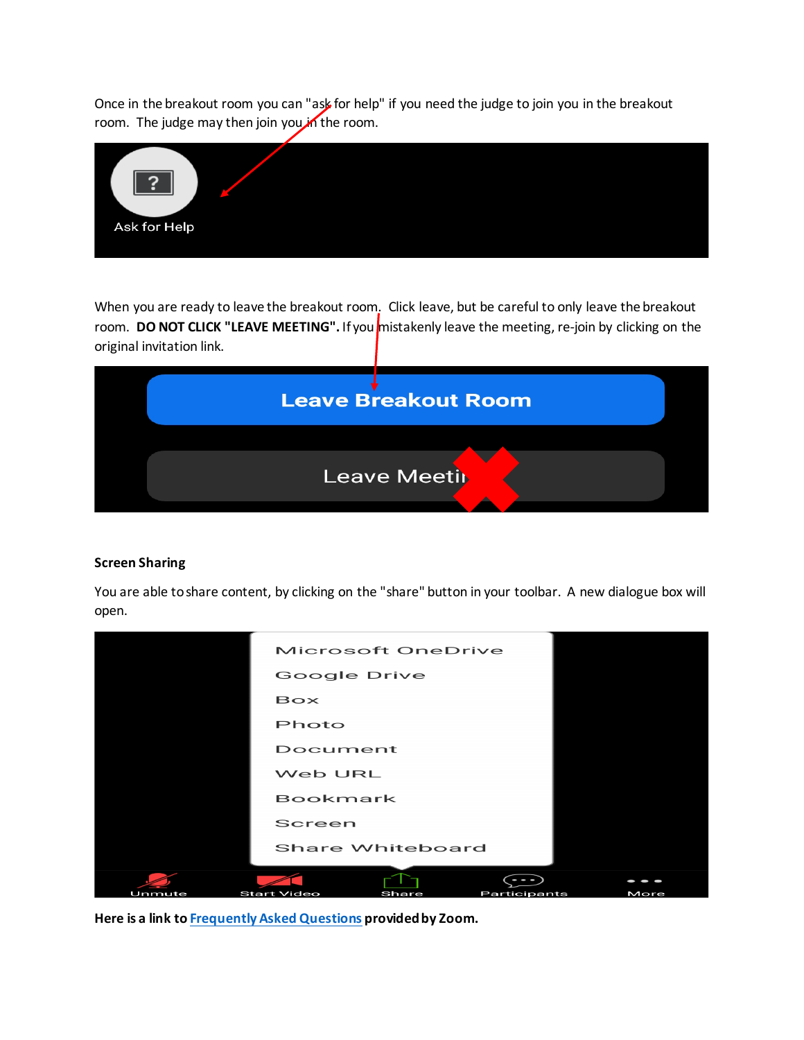Once in the breakout room you can "ask for help" if you need the judge to join you in the breakout room. The judge may then join you in the room.

Ask for Help

When you are ready to leave the breakout room. Click leave, but be careful to only leave the breakout room. **DO NOT CLICK "LEAVE MEETING".** If you mistakenly leave the meeting, re-join by clicking on the original invitation link.

Leave Breakout Room

Leave Meeting

**Screen Sharing**

You are able to share content, by clicking on the "share" button in your toolbar. A new dialogue box will open.

Microsoft OneDrive
Google Drive
Box
Photo
Document
Web URL
Bookmark
Screen
Share Whiteboard

Unmute Start Video Share Participants More

**Here is a link to [Frequently Asked Questions] provided by Zoom.**